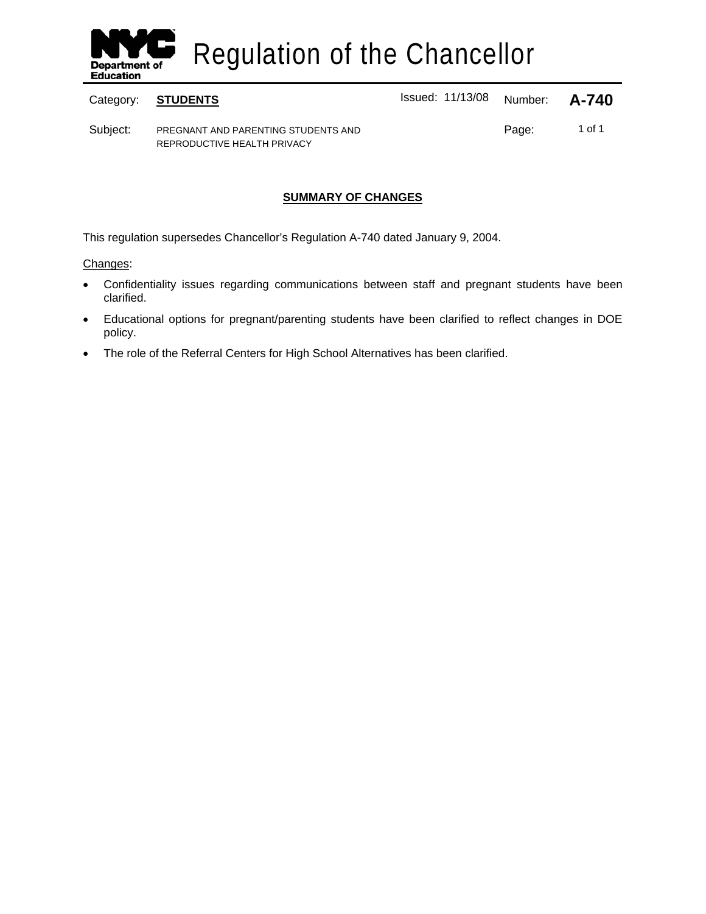# Regulation of the Chancellor

| Category: | **STUDENTS** | Issued: 11/13/08 | Number: | **A-740** |
| --- | --- | --- | --- | --- |
| Subject: | PREGNANT AND PARENTING STUDENTS AND REPRODUCTIVE HEALTH PRIVACY | | Page: | 1 of 1 |

## SUMMARY OF CHANGES

This regulation supersedes Chancellor's Regulation A-740 dated January 9, 2004.

Changes:

- Confidentiality issues regarding communications between staff and pregnant students have been clarified.
- Educational options for pregnant/parenting students have been clarified to reflect changes in DOE policy.
- The role of the Referral Centers for High School Alternatives has been clarified.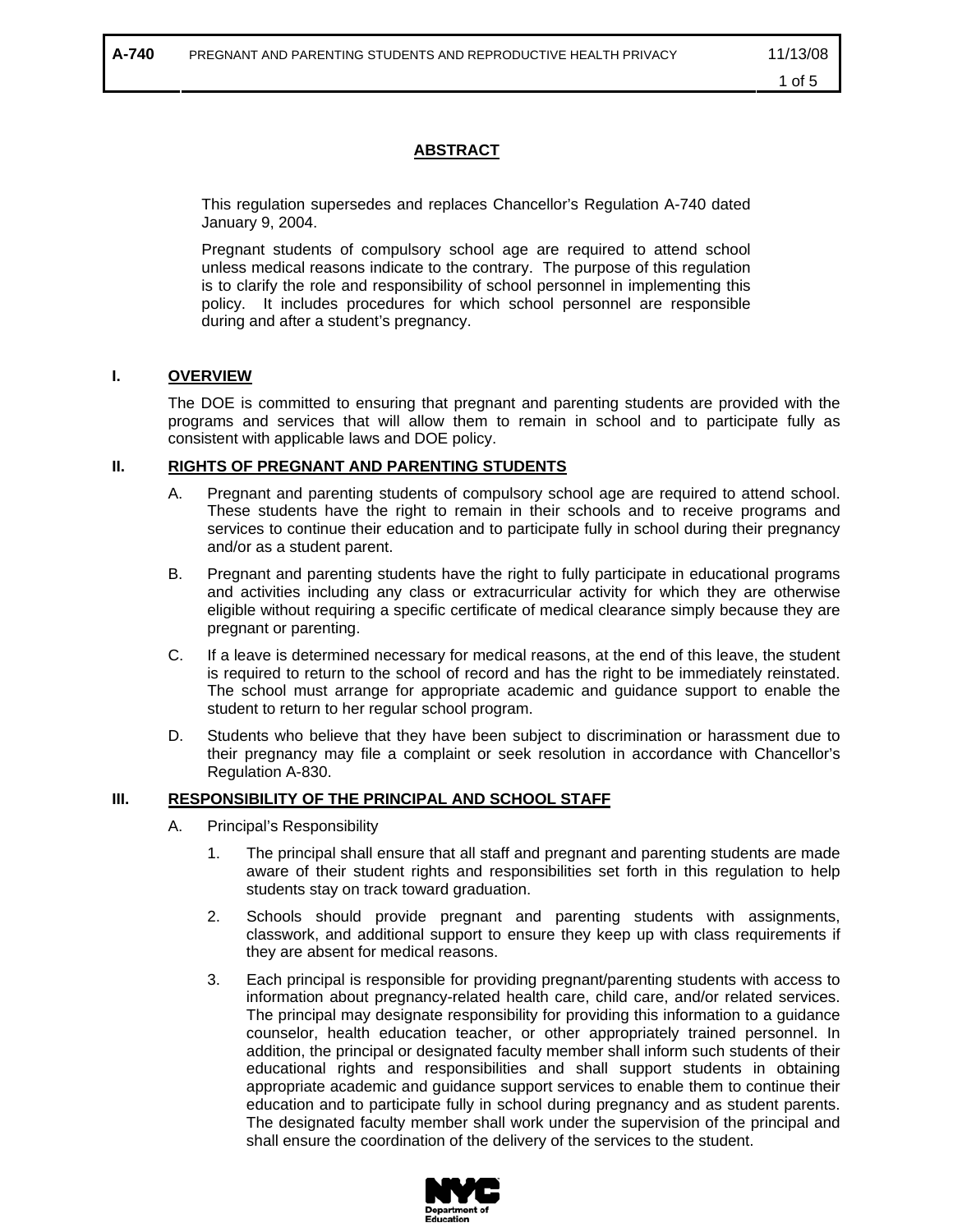## ABSTRACT

This regulation supersedes and replaces Chancellor's Regulation A-740 dated January 9, 2004.

Pregnant students of compulsory school age are required to attend school unless medical reasons indicate to the contrary. The purpose of this regulation is to clarify the role and responsibility of school personnel in implementing this policy. It includes procedures for which school personnel are responsible during and after a student's pregnancy.

## I. OVERVIEW

The DOE is committed to ensuring that pregnant and parenting students are provided with the programs and services that will allow them to remain in school and to participate fully as consistent with applicable laws and DOE policy.

## II. RIGHTS OF PREGNANT AND PARENTING STUDENTS

A. Pregnant and parenting students of compulsory school age are required to attend school. These students have the right to remain in their schools and to receive programs and services to continue their education and to participate fully in school during their pregnancy and/or as a student parent.

B. Pregnant and parenting students have the right to fully participate in educational programs and activities including any class or extracurricular activity for which they are otherwise eligible without requiring a specific certificate of medical clearance simply because they are pregnant or parenting.

C. If a leave is determined necessary for medical reasons, at the end of this leave, the student is required to return to the school of record and has the right to be immediately reinstated. The school must arrange for appropriate academic and guidance support to enable the student to return to her regular school program.

D. Students who believe that they have been subject to discrimination or harassment due to their pregnancy may file a complaint or seek resolution in accordance with Chancellor's Regulation A-830.

## III. RESPONSIBILITY OF THE PRINCIPAL AND SCHOOL STAFF

A. Principal's Responsibility

1. The principal shall ensure that all staff and pregnant and parenting students are made aware of their student rights and responsibilities set forth in this regulation to help students stay on track toward graduation.

2. Schools should provide pregnant and parenting students with assignments, classwork, and additional support to ensure they keep up with class requirements if they are absent for medical reasons.

3. Each principal is responsible for providing pregnant/parenting students with access to information about pregnancy-related health care, child care, and/or related services. The principal may designate responsibility for providing this information to a guidance counselor, health education teacher, or other appropriately trained personnel. In addition, the principal or designated faculty member shall inform such students of their educational rights and responsibilities and shall support students in obtaining appropriate academic and guidance support services to enable them to continue their education and to participate fully in school during pregnancy and as student parents. The designated faculty member shall work under the supervision of the principal and shall ensure the coordination of the delivery of the services to the student.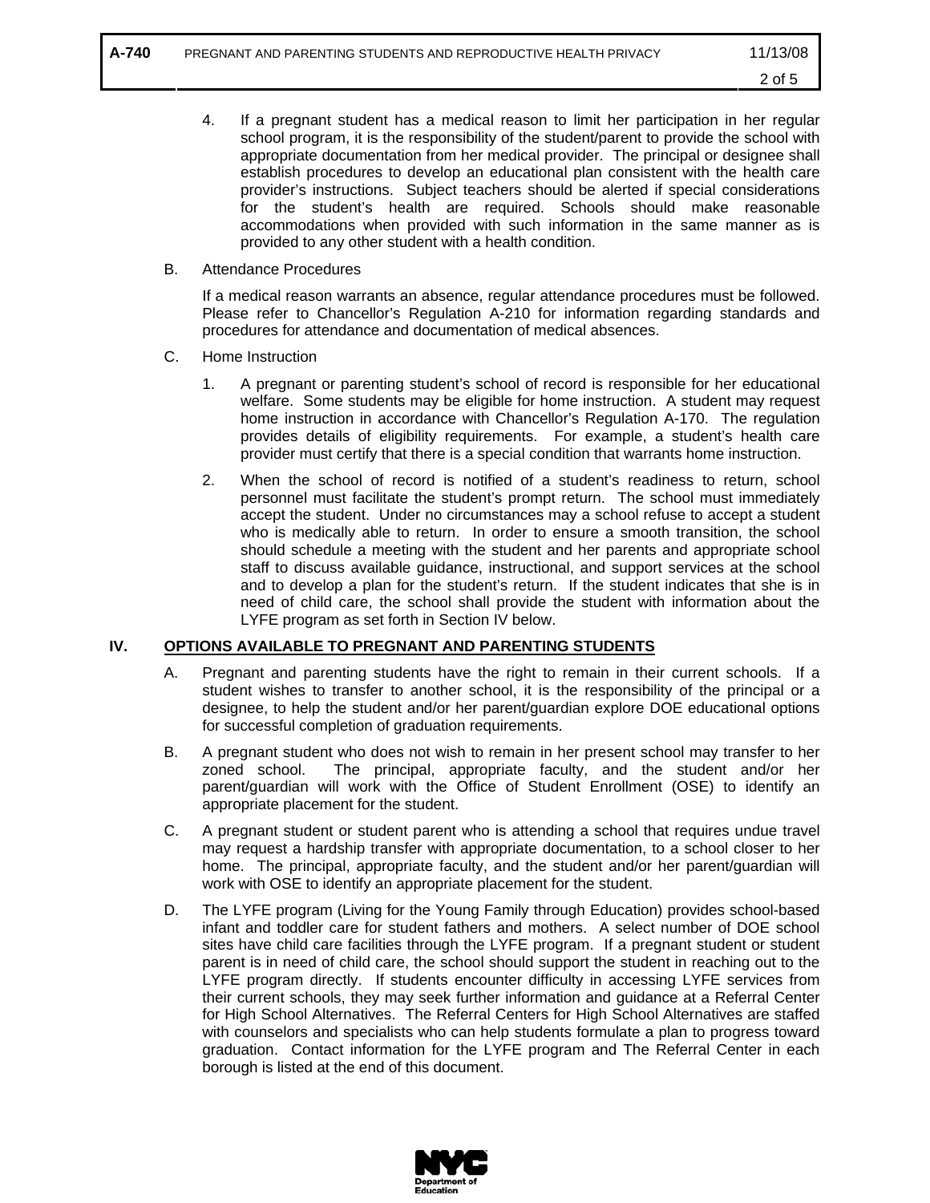4. If a pregnant student has a medical reason to limit her participation in her regular school program, it is the responsibility of the student/parent to provide the school with appropriate documentation from her medical provider. The principal or designee shall establish procedures to develop an educational plan consistent with the health care provider's instructions. Subject teachers should be alerted if special considerations for the student's health are required. Schools should make reasonable accommodations when provided with such information in the same manner as is provided to any other student with a health condition.

B. Attendance Procedures

If a medical reason warrants an absence, regular attendance procedures must be followed. Please refer to Chancellor's Regulation A-210 for information regarding standards and procedures for attendance and documentation of medical absences.

C. Home Instruction

1. A pregnant or parenting student's school of record is responsible for her educational welfare. Some students may be eligible for home instruction. A student may request home instruction in accordance with Chancellor's Regulation A-170. The regulation provides details of eligibility requirements. For example, a student's health care provider must certify that there is a special condition that warrants home instruction.

2. When the school of record is notified of a student's readiness to return, school personnel must facilitate the student's prompt return. The school must immediately accept the student. Under no circumstances may a school refuse to accept a student who is medically able to return. In order to ensure a smooth transition, the school should schedule a meeting with the student and her parents and appropriate school staff to discuss available guidance, instructional, and support services at the school and to develop a plan for the student's return. If the student indicates that she is in need of child care, the school shall provide the student with information about the LYFE program as set forth in Section IV below.

## IV. OPTIONS AVAILABLE TO PREGNANT AND PARENTING STUDENTS

A. Pregnant and parenting students have the right to remain in their current schools. If a student wishes to transfer to another school, it is the responsibility of the principal or a designee, to help the student and/or her parent/guardian explore DOE educational options for successful completion of graduation requirements.

B. A pregnant student who does not wish to remain in her present school may transfer to her zoned school. The principal, appropriate faculty, and the student and/or her parent/guardian will work with the Office of Student Enrollment (OSE) to identify an appropriate placement for the student.

C. A pregnant student or student parent who is attending a school that requires undue travel may request a hardship transfer with appropriate documentation, to a school closer to her home. The principal, appropriate faculty, and the student and/or her parent/guardian will work with OSE to identify an appropriate placement for the student.

D. The LYFE program (Living for the Young Family through Education) provides school-based infant and toddler care for student fathers and mothers. A select number of DOE school sites have child care facilities through the LYFE program. If a pregnant student or student parent is in need of child care, the school should support the student in reaching out to the LYFE program directly. If students encounter difficulty in accessing LYFE services from their current schools, they may seek further information and guidance at a Referral Center for High School Alternatives. The Referral Centers for High School Alternatives are staffed with counselors and specialists who can help students formulate a plan to progress toward graduation. Contact information for the LYFE program and The Referral Center in each borough is listed at the end of this document.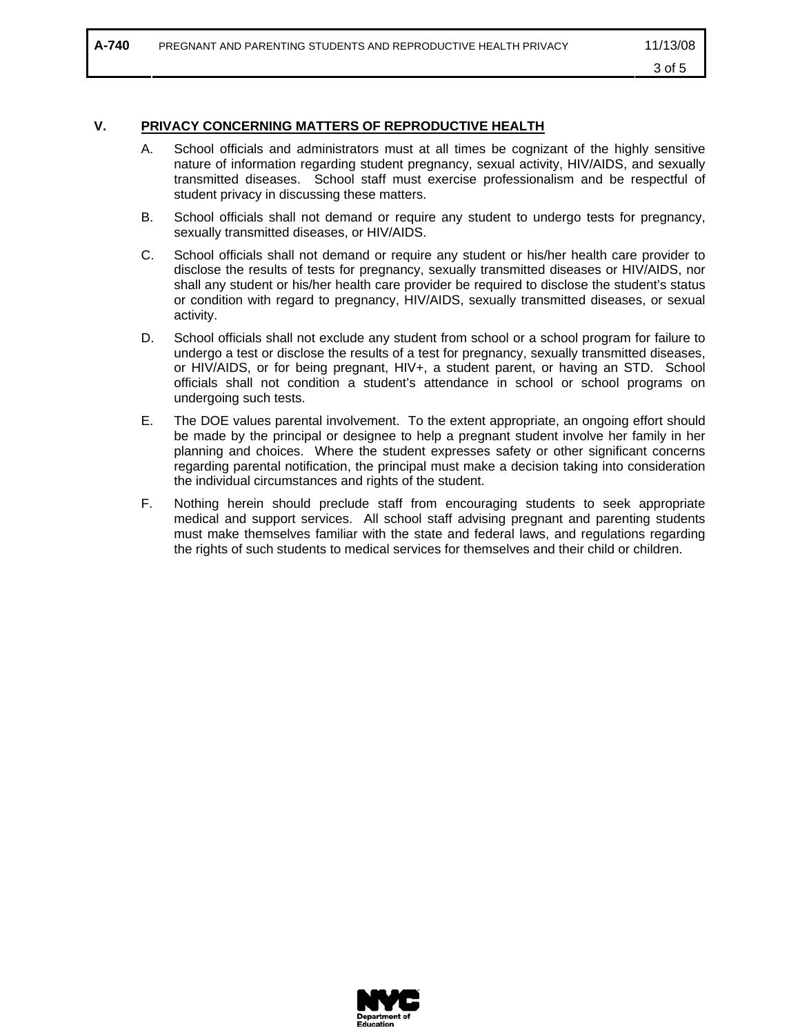## V. PRIVACY CONCERNING MATTERS OF REPRODUCTIVE HEALTH

A. School officials and administrators must at all times be cognizant of the highly sensitive nature of information regarding student pregnancy, sexual activity, HIV/AIDS, and sexually transmitted diseases. School staff must exercise professionalism and be respectful of student privacy in discussing these matters.

B. School officials shall not demand or require any student to undergo tests for pregnancy, sexually transmitted diseases, or HIV/AIDS.

C. School officials shall not demand or require any student or his/her health care provider to disclose the results of tests for pregnancy, sexually transmitted diseases or HIV/AIDS, nor shall any student or his/her health care provider be required to disclose the student's status or condition with regard to pregnancy, HIV/AIDS, sexually transmitted diseases, or sexual activity.

D. School officials shall not exclude any student from school or a school program for failure to undergo a test or disclose the results of a test for pregnancy, sexually transmitted diseases, or HIV/AIDS, or for being pregnant, HIV+, a student parent, or having an STD. School officials shall not condition a student's attendance in school or school programs on undergoing such tests.

E. The DOE values parental involvement. To the extent appropriate, an ongoing effort should be made by the principal or designee to help a pregnant student involve her family in her planning and choices. Where the student expresses safety or other significant concerns regarding parental notification, the principal must make a decision taking into consideration the individual circumstances and rights of the student.

F. Nothing herein should preclude staff from encouraging students to seek appropriate medical and support services. All school staff advising pregnant and parenting students must make themselves familiar with the state and federal laws, and regulations regarding the rights of such students to medical services for themselves and their child or children.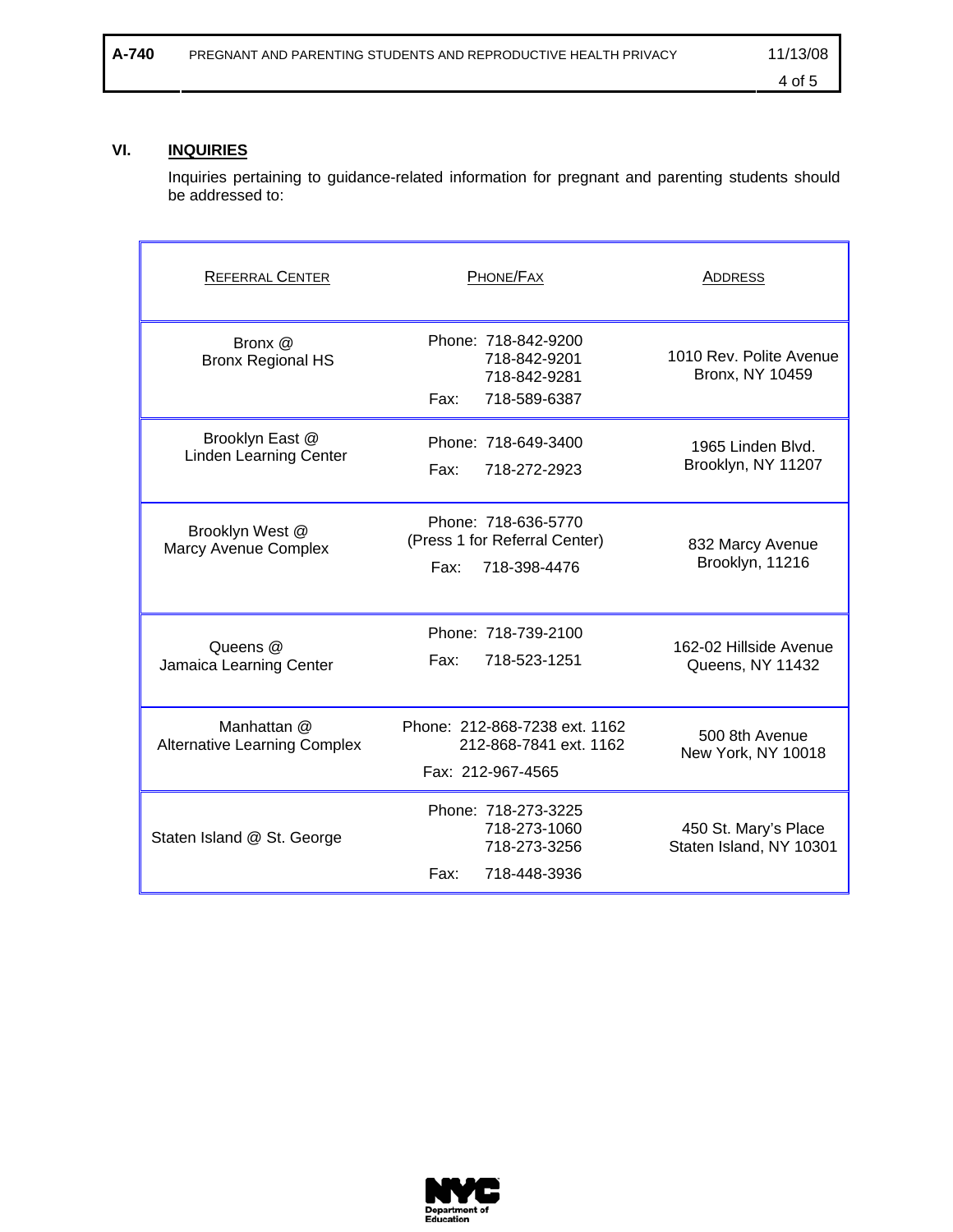## VI. INQUIRIES

Inquiries pertaining to guidance-related information for pregnant and parenting students should be addressed to:

| Referral Center | Phone/Fax | Address |
|---|---|---|
| Bronx @ Bronx Regional HS | Phone: 718-842-9200<br>718-842-9201<br>718-842-9281<br>Fax: 718-589-6387 | 1010 Rev. Polite Avenue<br>Bronx, NY 10459 |
| Brooklyn East @ Linden Learning Center | Phone: 718-649-3400<br>Fax: 718-272-2923 | 1965 Linden Blvd.<br>Brooklyn, NY 11207 |
| Brooklyn West @ Marcy Avenue Complex | Phone: 718-636-5770<br>(Press 1 for Referral Center)<br>Fax: 718-398-4476 | 832 Marcy Avenue<br>Brooklyn, 11216 |
| Queens @ Jamaica Learning Center | Phone: 718-739-2100<br>Fax: 718-523-1251 | 162-02 Hillside Avenue<br>Queens, NY 11432 |
| Manhattan @ Alternative Learning Complex | Phone: 212-868-7238 ext. 1162<br>212-868-7841 ext. 1162<br>Fax: 212-967-4565 | 500 8th Avenue<br>New York, NY 10018 |
| Staten Island @ St. George | Phone: 718-273-3225<br>718-273-1060<br>718-273-3256<br>Fax: 718-448-3936 | 450 St. Mary's Place<br>Staten Island, NY 10301 |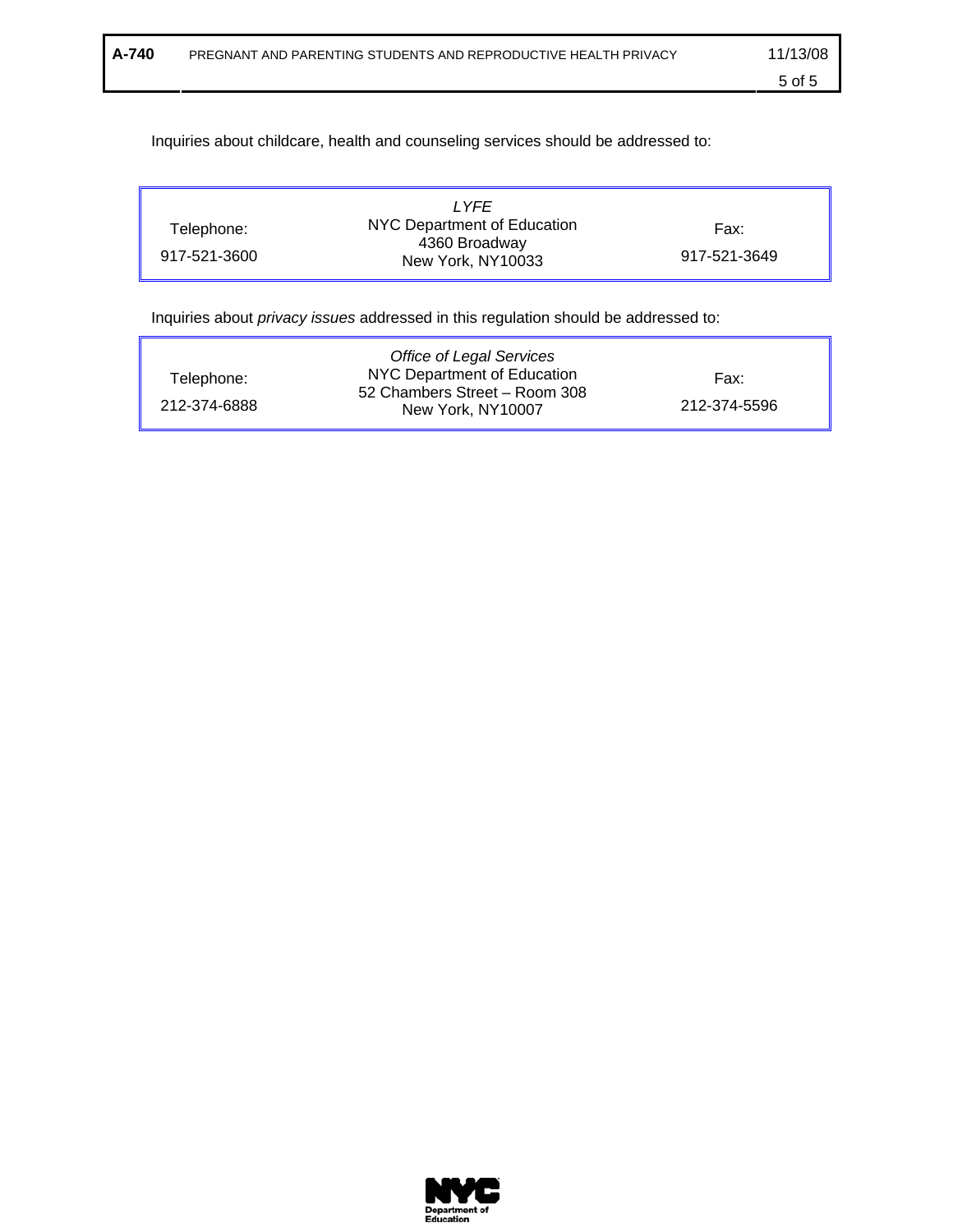Inquiries about childcare, health and counseling services should be addressed to:

| | | |
|---|---|---|
| Telephone:<br>917-521-3600 | *LYFE*<br>NYC Department of Education<br>4360 Broadway<br>New York, NY10033 | Fax:<br>917-521-3649 |

Inquiries about *privacy issues* addressed in this regulation should be addressed to:

| | | |
|---|---|---|
| Telephone:<br>212-374-6888 | *Office of Legal Services*<br>NYC Department of Education<br>52 Chambers Street – Room 308<br>New York, NY10007 | Fax:<br>212-374-5596 |